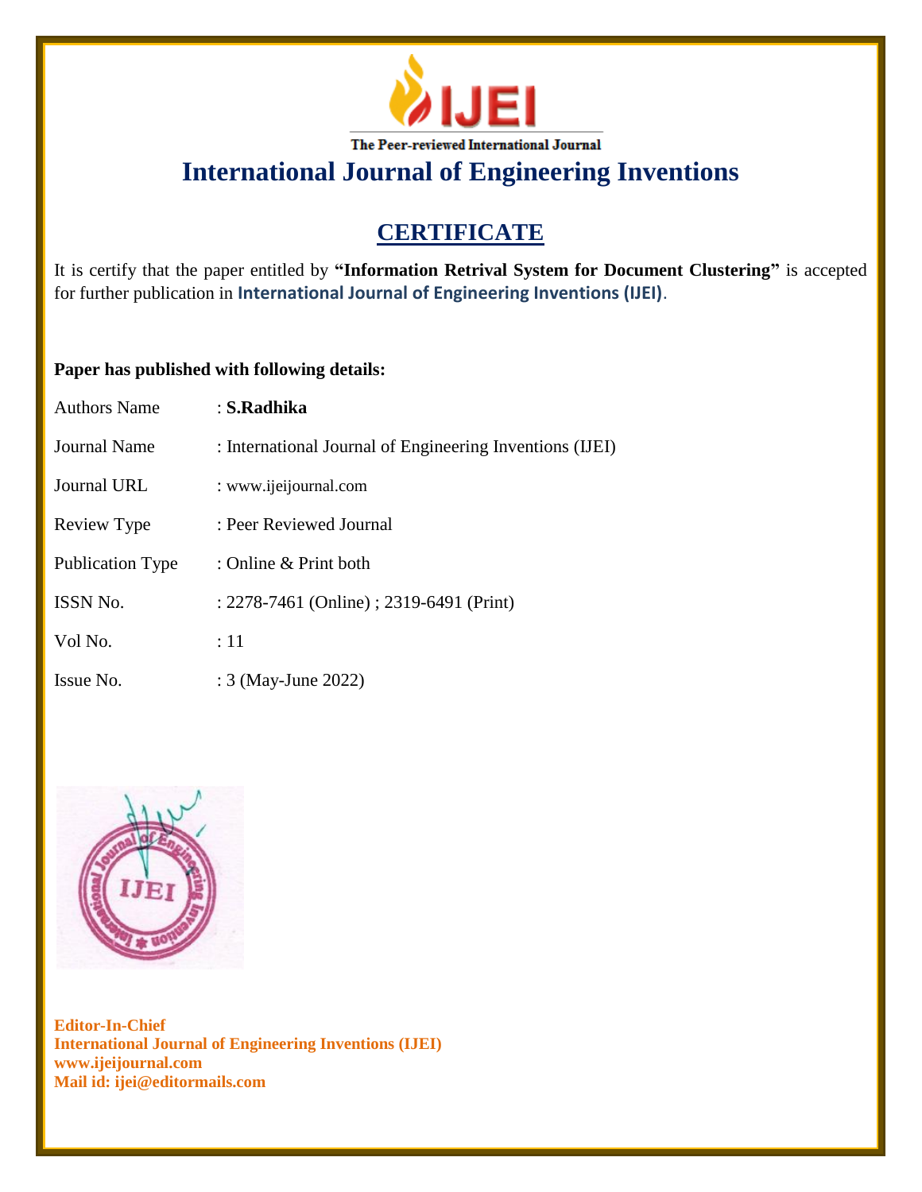IJEI

The Peer-reviewed International Journal

# International Journal of Engineering Inventions

## CERTIFICATE

It is certify that the paper entitled by **"Information Retrival System for Document Clustering"** is accepted for further publication in **International Journal of Engineering Inventions (IJEI)**.

**Paper has published with following details:**

| | |
|---|---|
| Authors Name | : **S.Radhika** |
| Journal Name | : International Journal of Engineering Inventions (IJEI) |
| Journal URL | : www.ijeijournal.com |
| Review Type | : Peer Reviewed Journal |
| Publication Type | : Online & Print both |
| ISSN No. | : 2278-7461 (Online) ; 2319-6491 (Print) |
| Vol No. | : 11 |
| Issue No. | : 3 (May-June 2022) |

**Editor-In-Chief**
**International Journal of Engineering Inventions (IJEI)**
**www.ijeijournal.com**
**Mail id: ijei@editormails.com**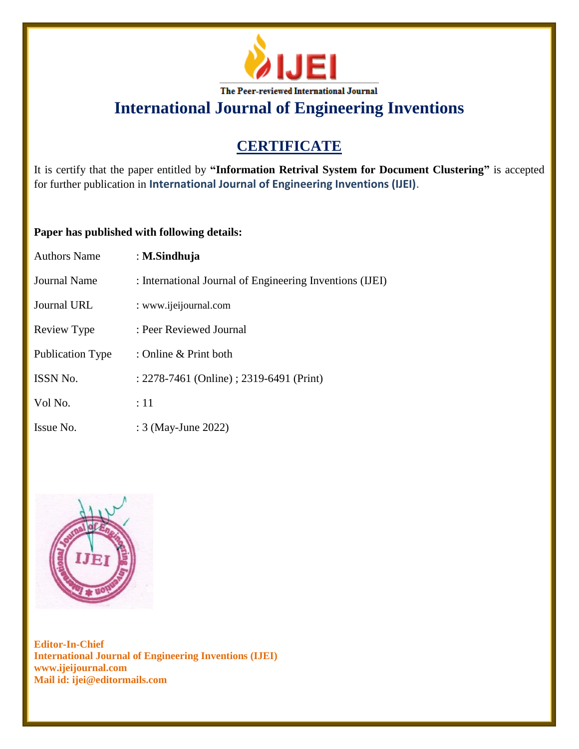IJEI

The Peer-reviewed International Journal

# International Journal of Engineering Inventions

## CERTIFICATE

It is certify that the paper entitled by **"Information Retrival System for Document Clustering"** is accepted for further publication in **International Journal of Engineering Inventions (IJEI)**.

**Paper has published with following details:**

| | |
|---|---|
| Authors Name | : **M.Sindhuja** |
| Journal Name | : International Journal of Engineering Inventions (IJEI) |
| Journal URL | : www.ijeijournal.com |
| Review Type | : Peer Reviewed Journal |
| Publication Type | : Online & Print both |
| ISSN No. | : 2278-7461 (Online) ; 2319-6491 (Print) |
| Vol No. | : 11 |
| Issue No. | : 3 (May-June 2022) |

**Editor-In-Chief**
**International Journal of Engineering Inventions (IJEI)**
**www.ijeijournal.com**
**Mail id: ijei@editormails.com**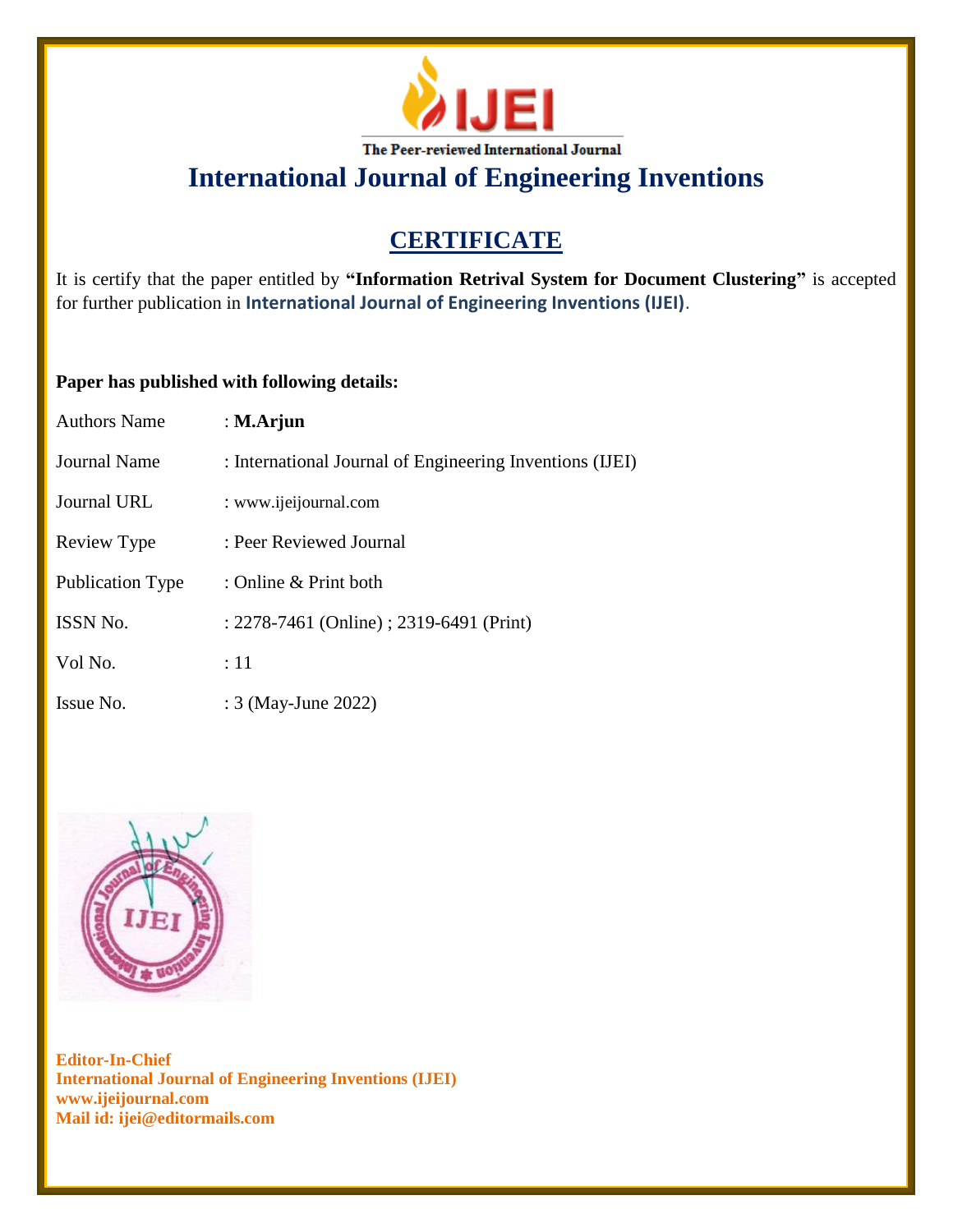The Peer-reviewed International Journal

# International Journal of Engineering Inventions

## CERTIFICATE

It is certify that the paper entitled by **"Information Retrival System for Document Clustering"** is accepted for further publication in **International Journal of Engineering Inventions (IJEI)**.

**Paper has published with following details:**

| | |
|---|---|
| Authors Name | : **M.Arjun** |
| Journal Name | : International Journal of Engineering Inventions (IJEI) |
| Journal URL | : www.ijeijournal.com |
| Review Type | : Peer Reviewed Journal |
| Publication Type | : Online & Print both |
| ISSN No. | : 2278-7461 (Online) ; 2319-6491 (Print) |
| Vol No. | : 11 |
| Issue No. | : 3 (May-June 2022) |

**Editor-In-Chief**
**International Journal of Engineering Inventions (IJEI)**
**www.ijeijournal.com**
**Mail id: ijei@editormails.com**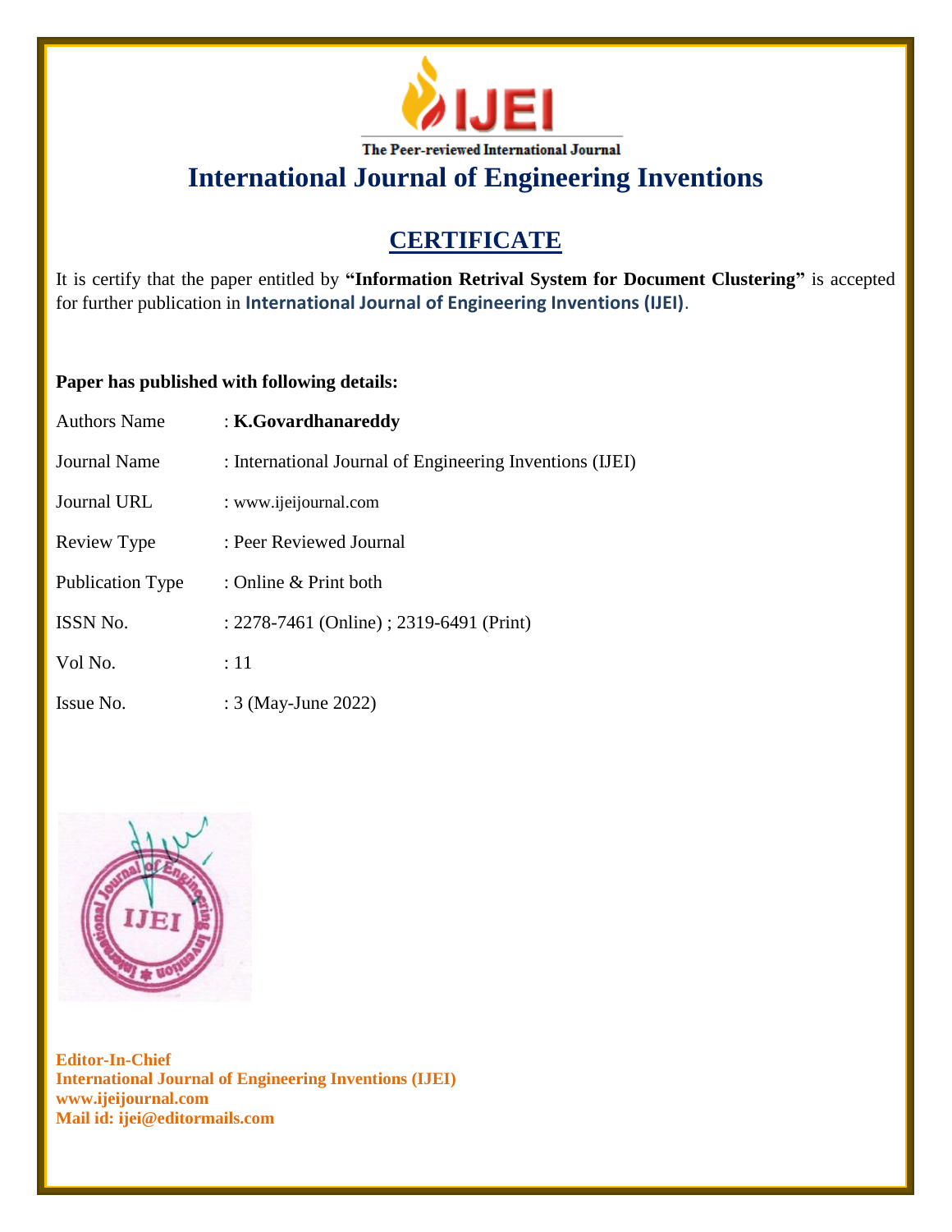The Peer-reviewed International Journal

# International Journal of Engineering Inventions

## CERTIFICATE

It is certify that the paper entitled by **"Information Retrival System for Document Clustering"** is accepted for further publication in **International Journal of Engineering Inventions (IJEI)**.

**Paper has published with following details:**

| | |
|---|---|
| Authors Name | : **K.Govardhanareddy** |
| Journal Name | : International Journal of Engineering Inventions (IJEI) |
| Journal URL | : www.ijeijournal.com |
| Review Type | : Peer Reviewed Journal |
| Publication Type | : Online & Print both |
| ISSN No. | : 2278-7461 (Online) ; 2319-6491 (Print) |
| Vol No. | : 11 |
| Issue No. | : 3 (May-June 2022) |

**Editor-In-Chief**
**International Journal of Engineering Inventions (IJEI)**
**www.ijeijournal.com**
**Mail id: ijei@editormails.com**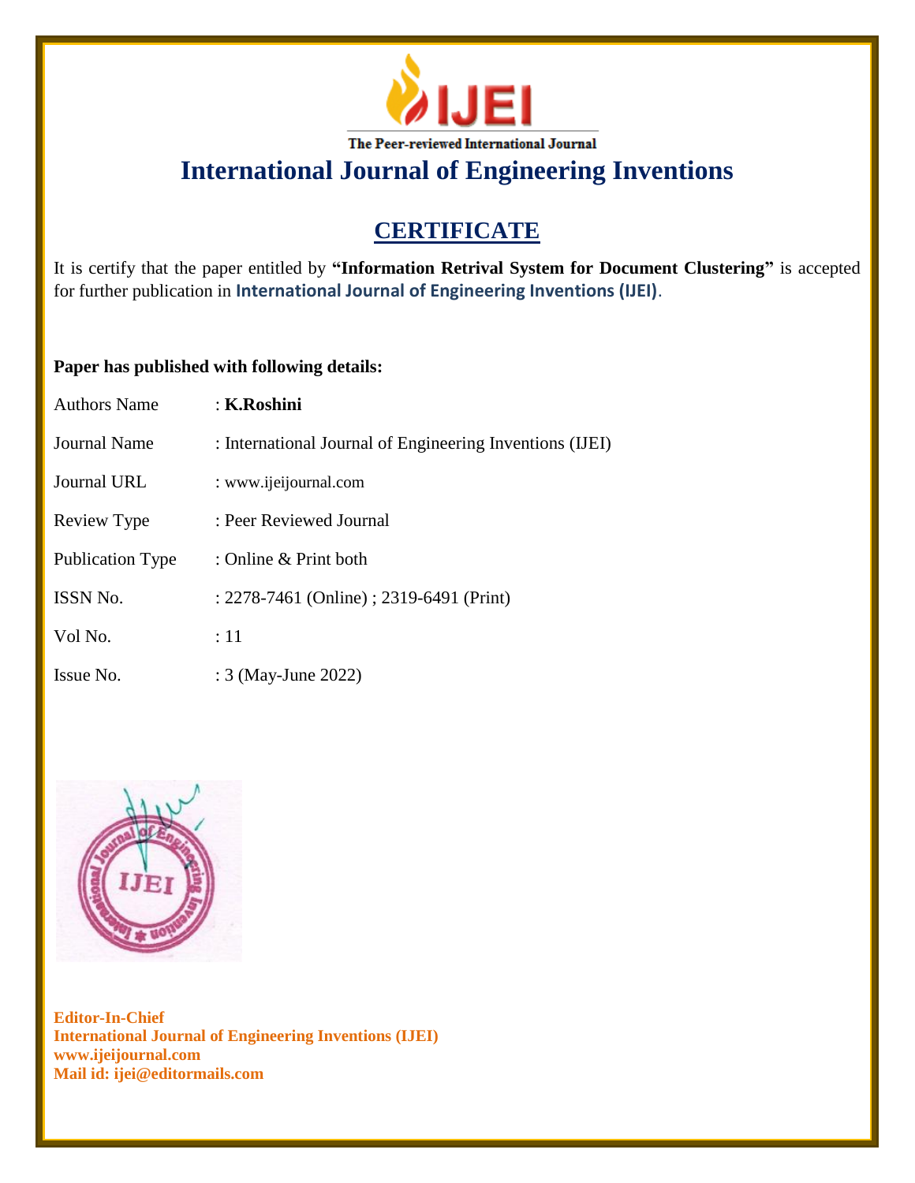The Peer-reviewed International Journal

# International Journal of Engineering Inventions

## CERTIFICATE

It is certify that the paper entitled by **"Information Retrival System for Document Clustering"** is accepted for further publication in **International Journal of Engineering Inventions (IJEI)**.

**Paper has published with following details:**

| | |
|---|---|
| Authors Name | : **K.Roshini** |
| Journal Name | : International Journal of Engineering Inventions (IJEI) |
| Journal URL | : www.ijeijournal.com |
| Review Type | : Peer Reviewed Journal |
| Publication Type | : Online & Print both |
| ISSN No. | : 2278-7461 (Online) ; 2319-6491 (Print) |
| Vol No. | : 11 |
| Issue No. | : 3 (May-June 2022) |

**Editor-In-Chief**
**International Journal of Engineering Inventions (IJEI)**
**www.ijeijournal.com**
**Mail id: ijei@editormails.com**